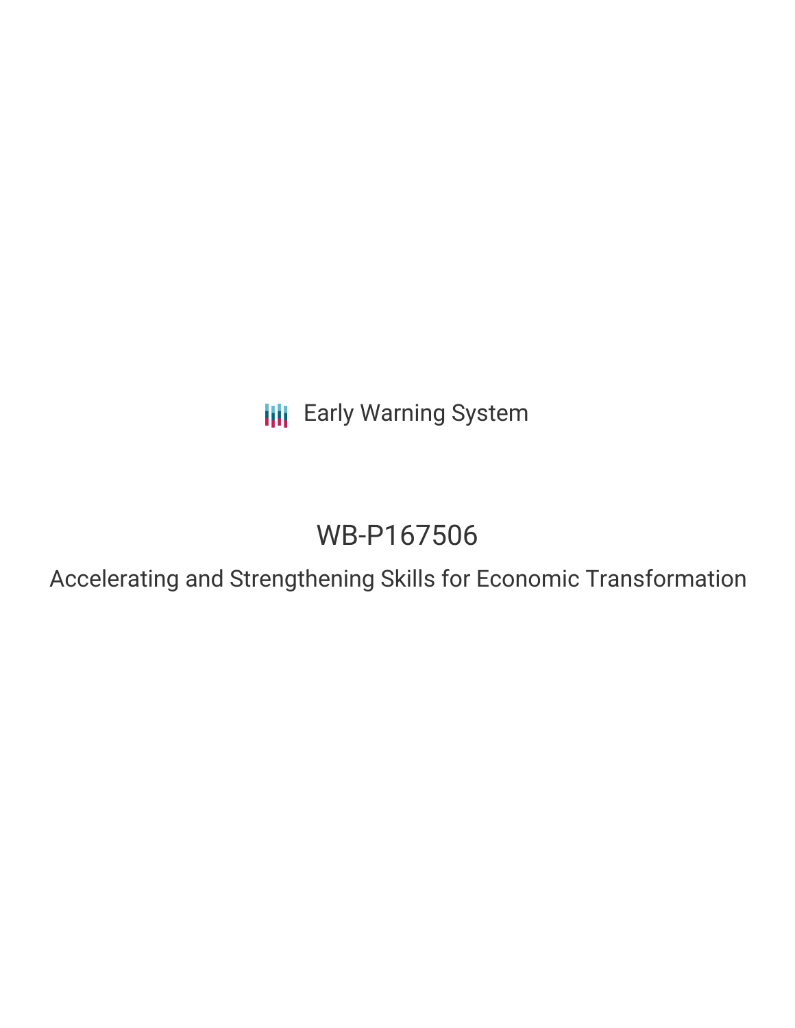Early Warning System

# WB-P167506

## Accelerating and Strengthening Skills for Economic Transformation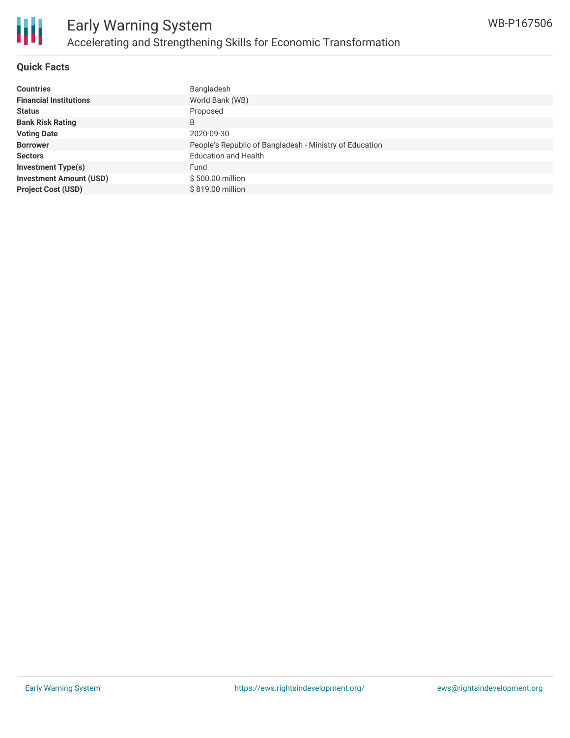# Early Warning System

## Accelerating and Strengthening Skills for Economic Transformation

WB-P167506

### Quick Facts

| | |
|---|---|
| **Countries** | Bangladesh |
| **Financial Institutions** | World Bank (WB) |
| **Status** | Proposed |
| **Bank Risk Rating** | B |
| **Voting Date** | 2020-09-30 |
| **Borrower** | People's Republic of Bangladesh - Ministry of Education |
| **Sectors** | Education and Health |
| **Investment Type(s)** | Fund |
| **Investment Amount (USD)** | $ 500.00 million |
| **Project Cost (USD)** | $ 819.00 million |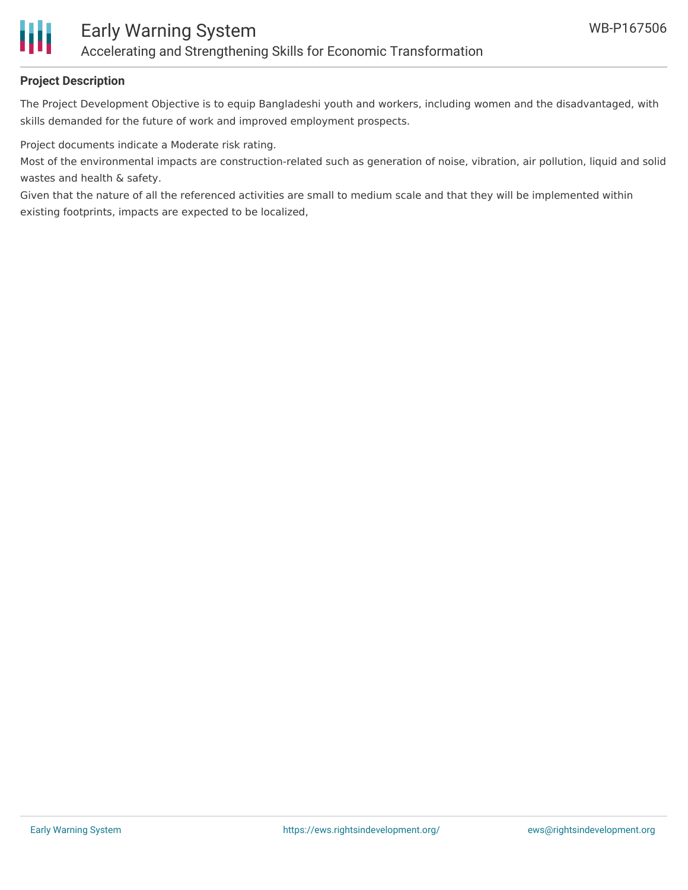**Project Description**

The Project Development Objective is to equip Bangladeshi youth and workers, including women and the disadvantaged, with skills demanded for the future of work and improved employment prospects.

Project documents indicate a Moderate risk rating.
Most of the environmental impacts are construction-related such as generation of noise, vibration, air pollution, liquid and solid wastes and health & safety.
Given that the nature of all the referenced activities are small to medium scale and that they will be implemented within existing footprints, impacts are expected to be localized,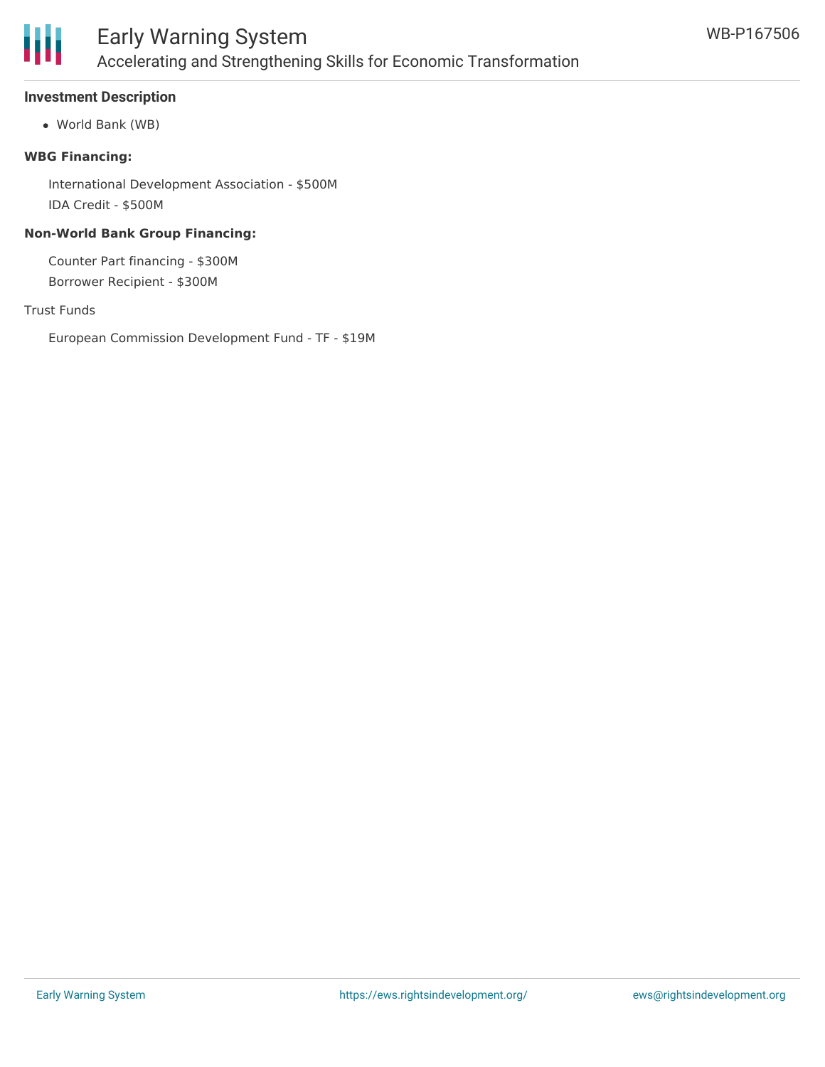## Investment Description

- World Bank (WB)

**WBG Financing:**

International Development Association - $500M

IDA Credit - $500M

**Non-World Bank Group Financing:**

Counter Part financing - $300M

Borrower Recipient - $300M

Trust Funds

European Commission Development Fund - TF - $19M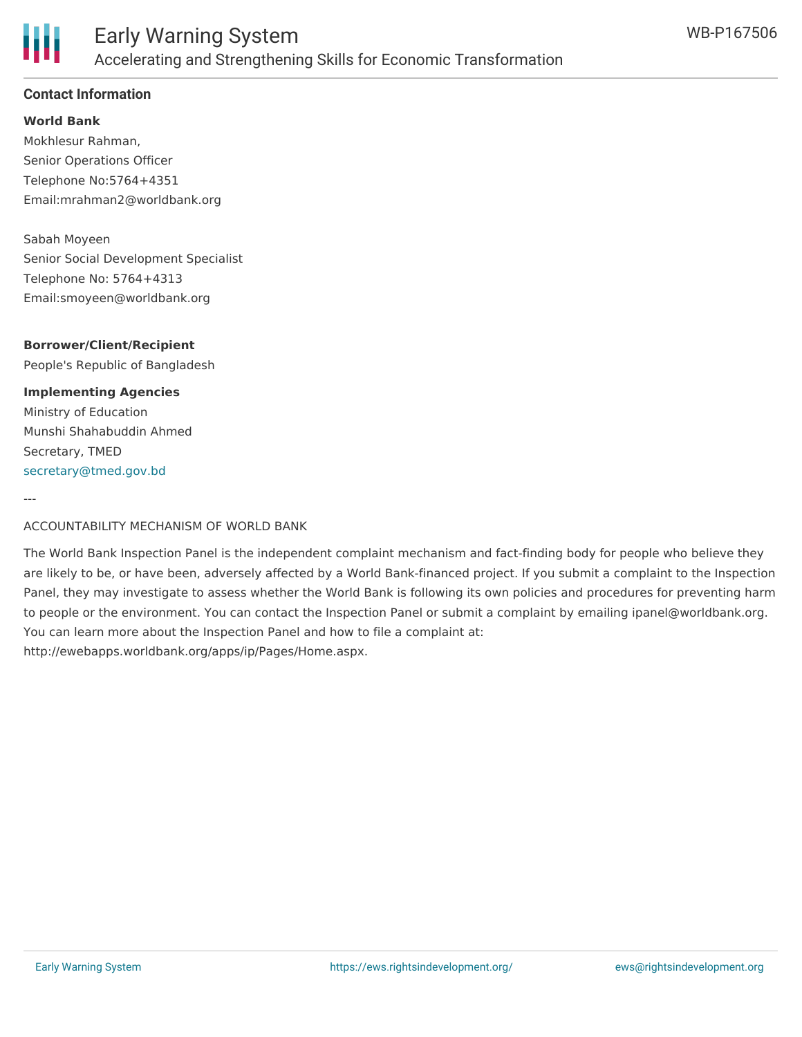## Contact Information

**World Bank**

Mokhlesur Rahman,
Senior Operations Officer
Telephone No:5764+4351
Email:mrahman2@worldbank.org

Sabah Moyeen
Senior Social Development Specialist
Telephone No: 5764+4313
Email:smoyeen@worldbank.org

**Borrower/Client/Recipient**

People's Republic of Bangladesh

**Implementing Agencies**

Ministry of Education
Munshi Shahabuddin Ahmed
Secretary, TMED
secretary@tmed.gov.bd

---

ACCOUNTABILITY MECHANISM OF WORLD BANK

The World Bank Inspection Panel is the independent complaint mechanism and fact-finding body for people who believe they are likely to be, or have been, adversely affected by a World Bank-financed project. If you submit a complaint to the Inspection Panel, they may investigate to assess whether the World Bank is following its own policies and procedures for preventing harm to people or the environment. You can contact the Inspection Panel or submit a complaint by emailing ipanel@worldbank.org. You can learn more about the Inspection Panel and how to file a complaint at: http://ewebapps.worldbank.org/apps/ip/Pages/Home.aspx.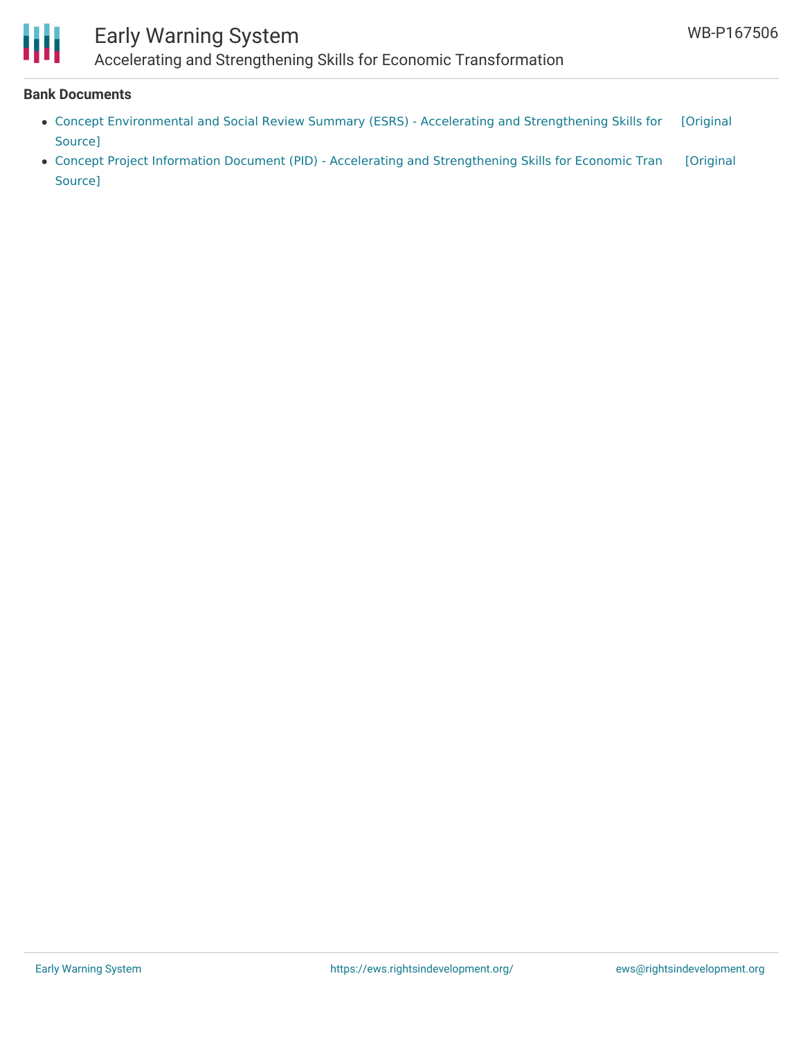**Bank Documents**

- Concept Environmental and Social Review Summary (ESRS) - Accelerating and Strengthening Skills for [Original Source]
- Concept Project Information Document (PID) - Accelerating and Strengthening Skills for Economic Tran [Original Source]